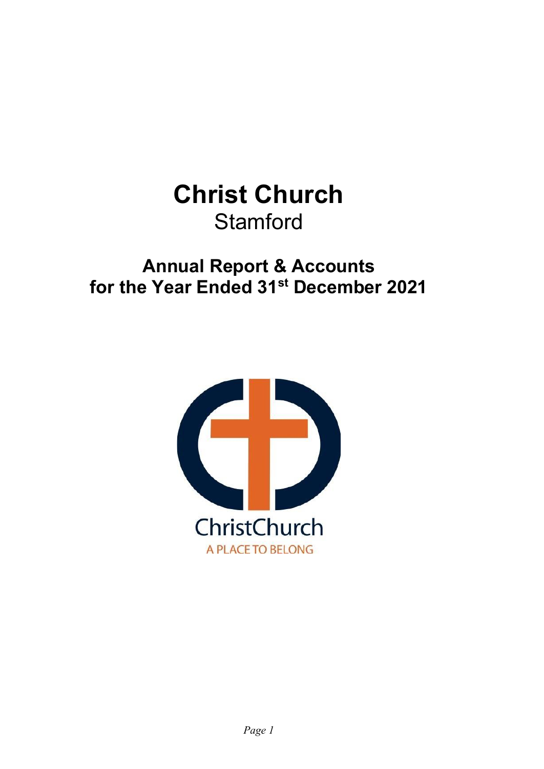# Christ Church

Stamford

## Annual Report & Accounts for the Year Ended 31st December 2021

ChristChurch

A PLACE TO BELONG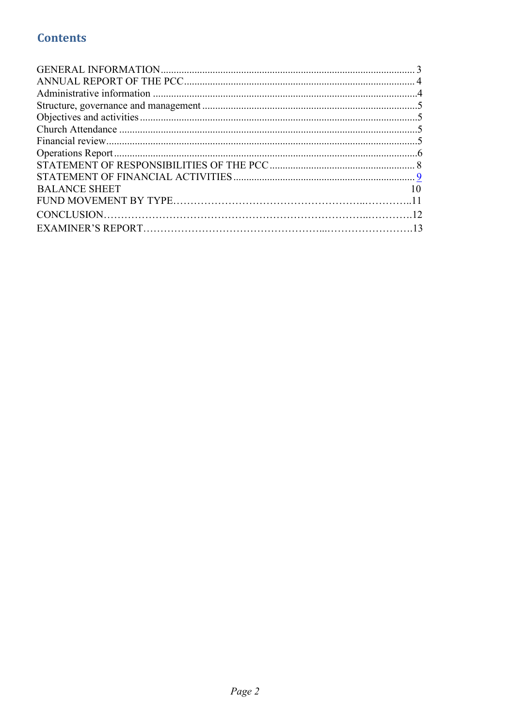## Contents

GENERAL INFORMATION........................................................................................................ 3
ANNUAL REPORT OF THE PCC............................................................................................... 4
Administrative information .......................................................................................................4
Structure, governance and management ....................................................................................5
Objectives and activities ............................................................................................................5
Church Attendance ....................................................................................................................5
Financial review.........................................................................................................................5
Operations Report ......................................................................................................................6
STATEMENT OF RESPONSIBILITIES OF THE PCC ......................................................... 8
STATEMENT OF FINANCIAL ACTIVITIES ....................................................................... 9
BALANCE SHEET 10
FUND MOVEMENT BY TYPE………………………………………………..…………..11
CONCLUSION…………………………………………………………………..………….12
EXAMINER'S REPORT…………………………………………...…………………….13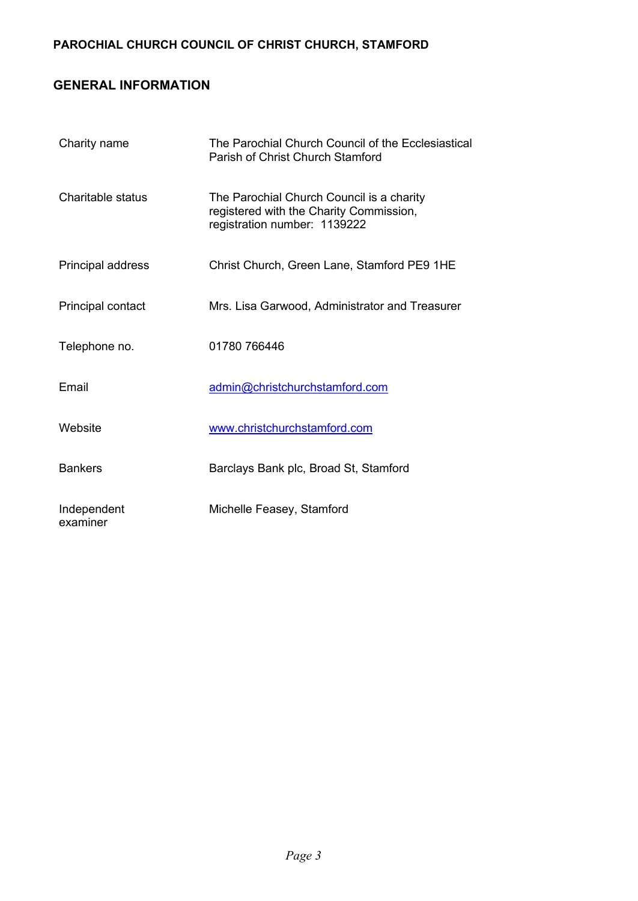**PAROCHIAL CHURCH COUNCIL OF CHRIST CHURCH, STAMFORD**

## GENERAL INFORMATION

| | |
|---|---|
| Charity name | The Parochial Church Council of the Ecclesiastical Parish of Christ Church Stamford |
| Charitable status | The Parochial Church Council is a charity registered with the Charity Commission, registration number: 1139222 |
| Principal address | Christ Church, Green Lane, Stamford PE9 1HE |
| Principal contact | Mrs. Lisa Garwood, Administrator and Treasurer |
| Telephone no. | 01780 766446 |
| Email | admin@christchurchstamford.com |
| Website | www.christchurchstamford.com |
| Bankers | Barclays Bank plc, Broad St, Stamford |
| Independent examiner | Michelle Feasey, Stamford |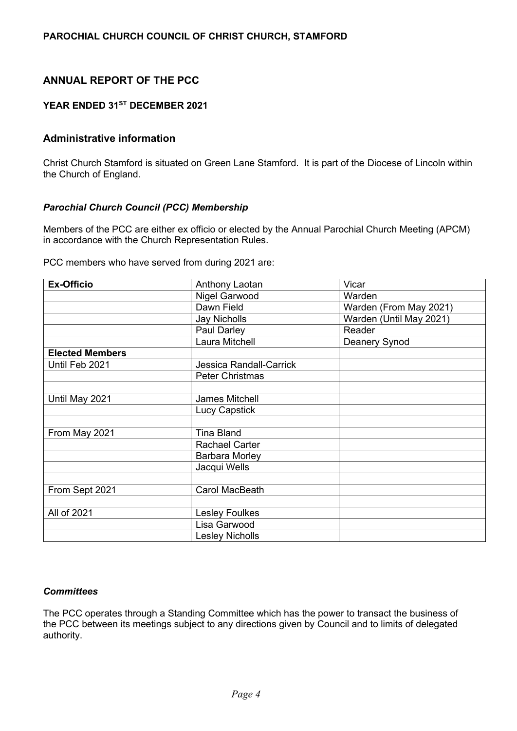**PAROCHIAL CHURCH COUNCIL OF CHRIST CHURCH, STAMFORD**

## ANNUAL REPORT OF THE PCC

### YEAR ENDED 31ST DECEMBER 2021

## Administrative information

Christ Church Stamford is situated on Green Lane Stamford. It is part of the Diocese of Lincoln within the Church of England.

### *Parochial Church Council (PCC) Membership*

Members of the PCC are either ex officio or elected by the Annual Parochial Church Meeting (APCM) in accordance with the Church Representation Rules.

PCC members who have served from during 2021 are:

| **Ex-Officio** | Anthony Laotan | Vicar |
|---|---|---|
| | Nigel Garwood | Warden |
| | Dawn Field | Warden (From May 2021) |
| | Jay Nicholls | Warden (Until May 2021) |
| | Paul Darley | Reader |
| | Laura Mitchell | Deanery Synod |
| **Elected Members** | | |
| Until Feb 2021 | Jessica Randall-Carrick | |
| | Peter Christmas | |
| | | |
| Until May 2021 | James Mitchell | |
| | Lucy Capstick | |
| | | |
| From May 2021 | Tina Bland | |
| | Rachael Carter | |
| | Barbara Morley | |
| | Jacqui Wells | |
| | | |
| From Sept 2021 | Carol MacBeath | |
| | | |
| All of 2021 | Lesley Foulkes | |
| | Lisa Garwood | |
| | Lesley Nicholls | |

### *Committees*

The PCC operates through a Standing Committee which has the power to transact the business of the PCC between its meetings subject to any directions given by Council and to limits of delegated authority.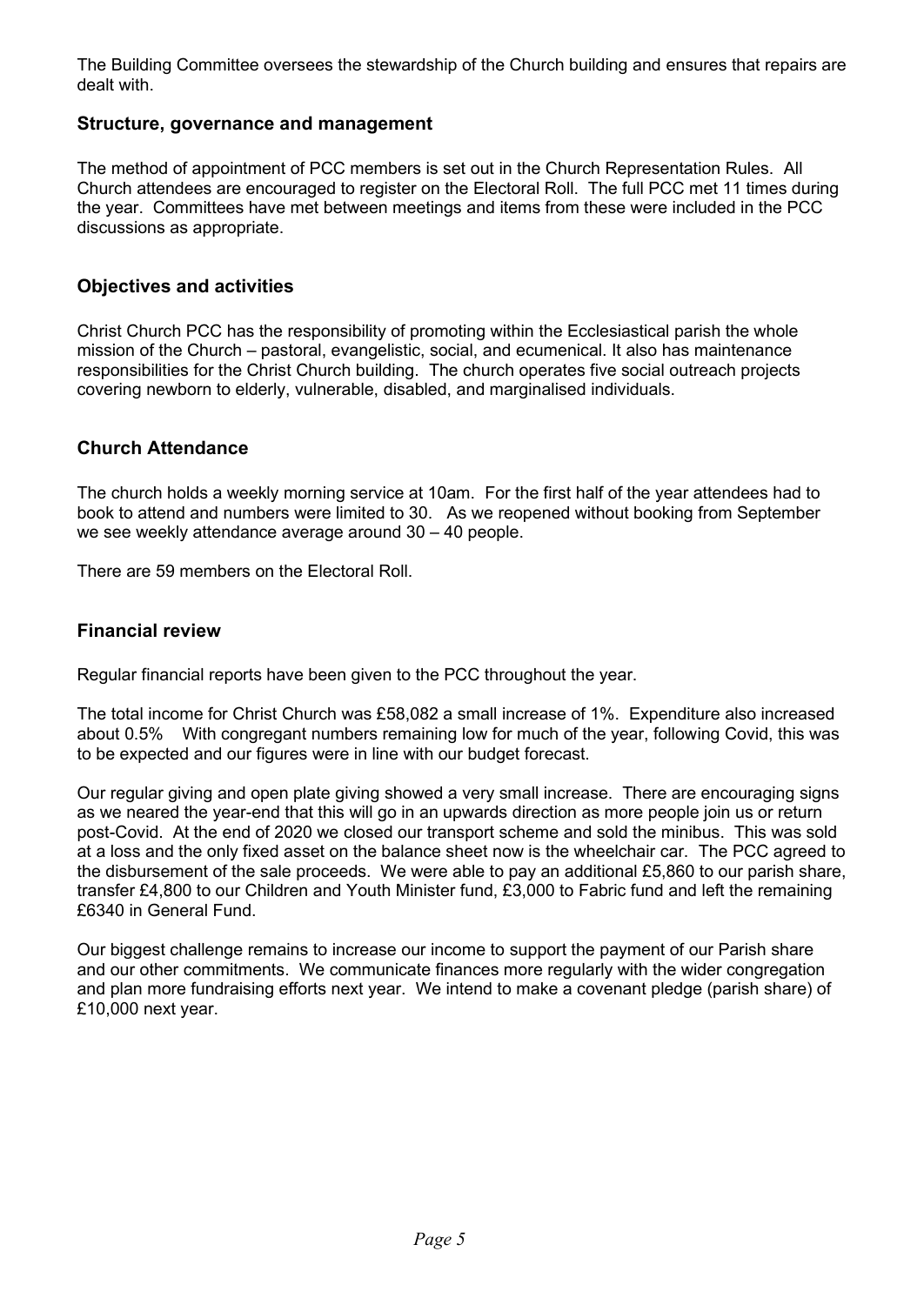The Building Committee oversees the stewardship of the Church building and ensures that repairs are dealt with.

## Structure, governance and management

The method of appointment of PCC members is set out in the Church Representation Rules. All Church attendees are encouraged to register on the Electoral Roll. The full PCC met 11 times during the year. Committees have met between meetings and items from these were included in the PCC discussions as appropriate.

## Objectives and activities

Christ Church PCC has the responsibility of promoting within the Ecclesiastical parish the whole mission of the Church – pastoral, evangelistic, social, and ecumenical. It also has maintenance responsibilities for the Christ Church building. The church operates five social outreach projects covering newborn to elderly, vulnerable, disabled, and marginalised individuals.

## Church Attendance

The church holds a weekly morning service at 10am. For the first half of the year attendees had to book to attend and numbers were limited to 30. As we reopened without booking from September we see weekly attendance average around 30 – 40 people.

There are 59 members on the Electoral Roll.

## Financial review

Regular financial reports have been given to the PCC throughout the year.

The total income for Christ Church was £58,082 a small increase of 1%. Expenditure also increased about 0.5% With congregant numbers remaining low for much of the year, following Covid, this was to be expected and our figures were in line with our budget forecast.

Our regular giving and open plate giving showed a very small increase. There are encouraging signs as we neared the year-end that this will go in an upwards direction as more people join us or return post-Covid. At the end of 2020 we closed our transport scheme and sold the minibus. This was sold at a loss and the only fixed asset on the balance sheet now is the wheelchair car. The PCC agreed to the disbursement of the sale proceeds. We were able to pay an additional £5,860 to our parish share, transfer £4,800 to our Children and Youth Minister fund, £3,000 to Fabric fund and left the remaining £6340 in General Fund.

Our biggest challenge remains to increase our income to support the payment of our Parish share and our other commitments. We communicate finances more regularly with the wider congregation and plan more fundraising efforts next year. We intend to make a covenant pledge (parish share) of £10,000 next year.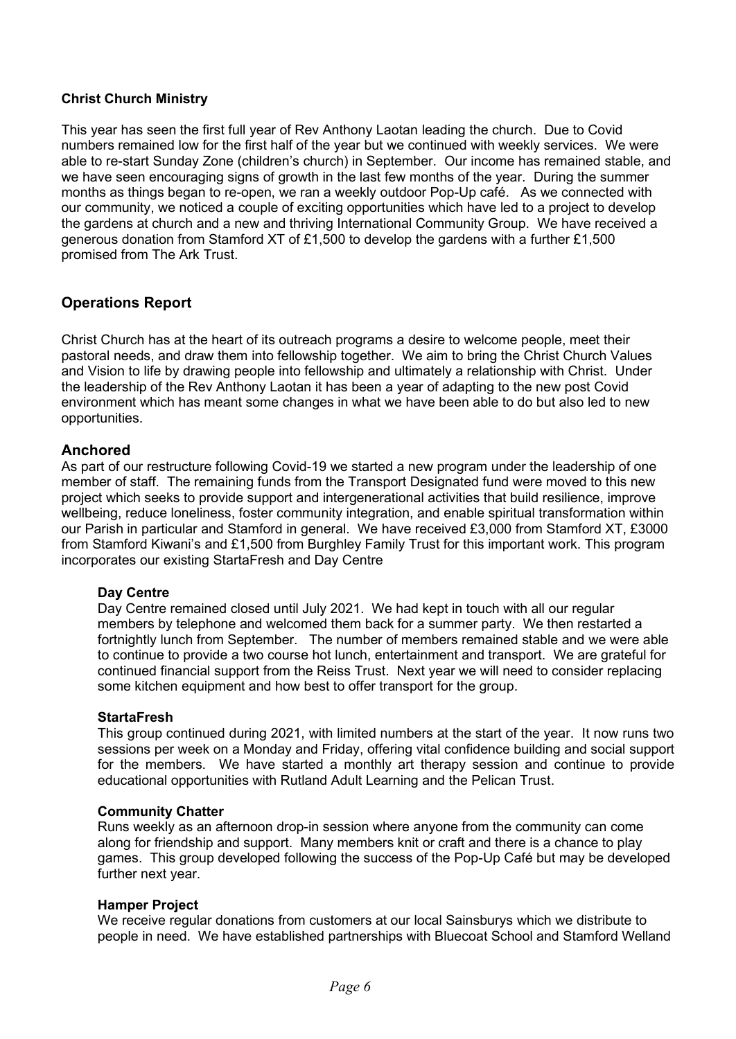**Christ Church Ministry**

This year has seen the first full year of Rev Anthony Laotan leading the church. Due to Covid numbers remained low for the first half of the year but we continued with weekly services. We were able to re-start Sunday Zone (children's church) in September. Our income has remained stable, and we have seen encouraging signs of growth in the last few months of the year. During the summer months as things began to re-open, we ran a weekly outdoor Pop-Up café. As we connected with our community, we noticed a couple of exciting opportunities which have led to a project to develop the gardens at church and a new and thriving International Community Group. We have received a generous donation from Stamford XT of £1,500 to develop the gardens with a further £1,500 promised from The Ark Trust.

## Operations Report

Christ Church has at the heart of its outreach programs a desire to welcome people, meet their pastoral needs, and draw them into fellowship together. We aim to bring the Christ Church Values and Vision to life by drawing people into fellowship and ultimately a relationship with Christ. Under the leadership of the Rev Anthony Laotan it has been a year of adapting to the new post Covid environment which has meant some changes in what we have been able to do but also led to new opportunities.

## Anchored

As part of our restructure following Covid-19 we started a new program under the leadership of one member of staff. The remaining funds from the Transport Designated fund were moved to this new project which seeks to provide support and intergenerational activities that build resilience, improve wellbeing, reduce loneliness, foster community integration, and enable spiritual transformation within our Parish in particular and Stamford in general. We have received £3,000 from Stamford XT, £3000 from Stamford Kiwani's and £1,500 from Burghley Family Trust for this important work. This program incorporates our existing StartaFresh and Day Centre

**Day Centre**

Day Centre remained closed until July 2021. We had kept in touch with all our regular members by telephone and welcomed them back for a summer party. We then restarted a fortnightly lunch from September. The number of members remained stable and we were able to continue to provide a two course hot lunch, entertainment and transport. We are grateful for continued financial support from the Reiss Trust. Next year we will need to consider replacing some kitchen equipment and how best to offer transport for the group.

**StartaFresh**

This group continued during 2021, with limited numbers at the start of the year. It now runs two sessions per week on a Monday and Friday, offering vital confidence building and social support for the members. We have started a monthly art therapy session and continue to provide educational opportunities with Rutland Adult Learning and the Pelican Trust.

**Community Chatter**

Runs weekly as an afternoon drop-in session where anyone from the community can come along for friendship and support. Many members knit or craft and there is a chance to play games. This group developed following the success of the Pop-Up Café but may be developed further next year.

**Hamper Project**

We receive regular donations from customers at our local Sainsburys which we distribute to people in need. We have established partnerships with Bluecoat School and Stamford Welland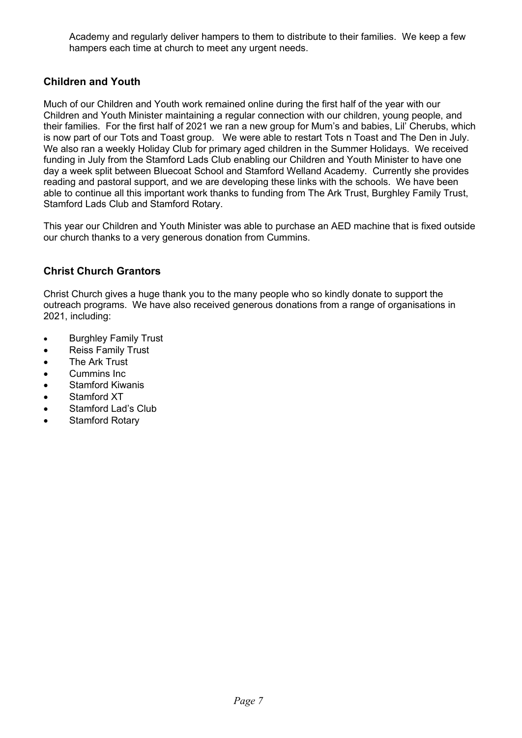Academy and regularly deliver hampers to them to distribute to their families. We keep a few hampers each time at church to meet any urgent needs.

## Children and Youth

Much of our Children and Youth work remained online during the first half of the year with our Children and Youth Minister maintaining a regular connection with our children, young people, and their families. For the first half of 2021 we ran a new group for Mum's and babies, Lil' Cherubs, which is now part of our Tots and Toast group. We were able to restart Tots n Toast and The Den in July. We also ran a weekly Holiday Club for primary aged children in the Summer Holidays. We received funding in July from the Stamford Lads Club enabling our Children and Youth Minister to have one day a week split between Bluecoat School and Stamford Welland Academy. Currently she provides reading and pastoral support, and we are developing these links with the schools. We have been able to continue all this important work thanks to funding from The Ark Trust, Burghley Family Trust, Stamford Lads Club and Stamford Rotary.

This year our Children and Youth Minister was able to purchase an AED machine that is fixed outside our church thanks to a very generous donation from Cummins.

## Christ Church Grantors

Christ Church gives a huge thank you to the many people who so kindly donate to support the outreach programs. We have also received generous donations from a range of organisations in 2021, including:

- Burghley Family Trust
- Reiss Family Trust
- The Ark Trust
- Cummins Inc
- Stamford Kiwanis
- Stamford XT
- Stamford Lad's Club
- Stamford Rotary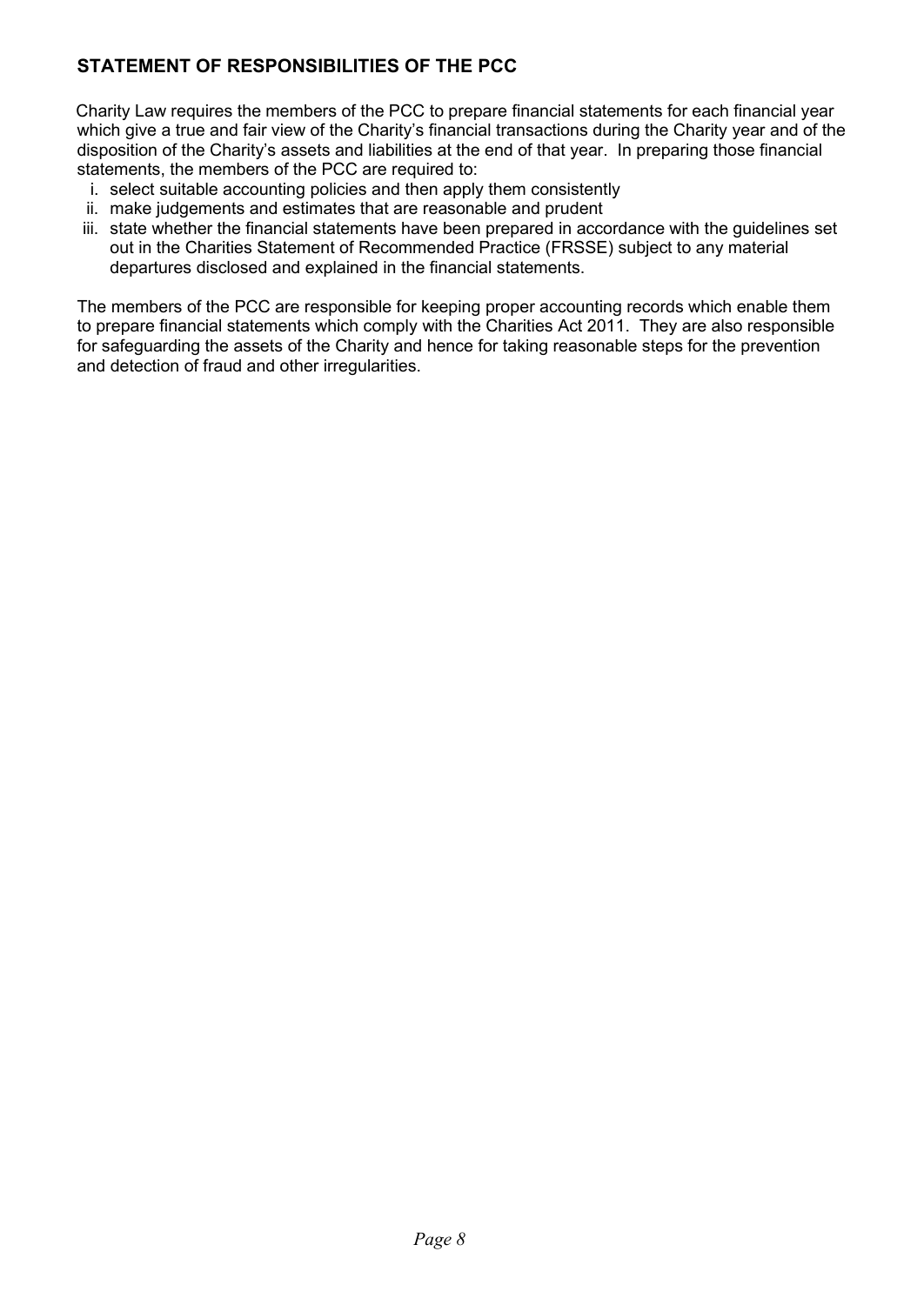## STATEMENT OF RESPONSIBILITIES OF THE PCC

Charity Law requires the members of the PCC to prepare financial statements for each financial year which give a true and fair view of the Charity's financial transactions during the Charity year and of the disposition of the Charity's assets and liabilities at the end of that year. In preparing those financial statements, the members of the PCC are required to:

i. select suitable accounting policies and then apply them consistently
ii. make judgements and estimates that are reasonable and prudent
iii. state whether the financial statements have been prepared in accordance with the guidelines set out in the Charities Statement of Recommended Practice (FRSSE) subject to any material departures disclosed and explained in the financial statements.

The members of the PCC are responsible for keeping proper accounting records which enable them to prepare financial statements which comply with the Charities Act 2011. They are also responsible for safeguarding the assets of the Charity and hence for taking reasonable steps for the prevention and detection of fraud and other irregularities.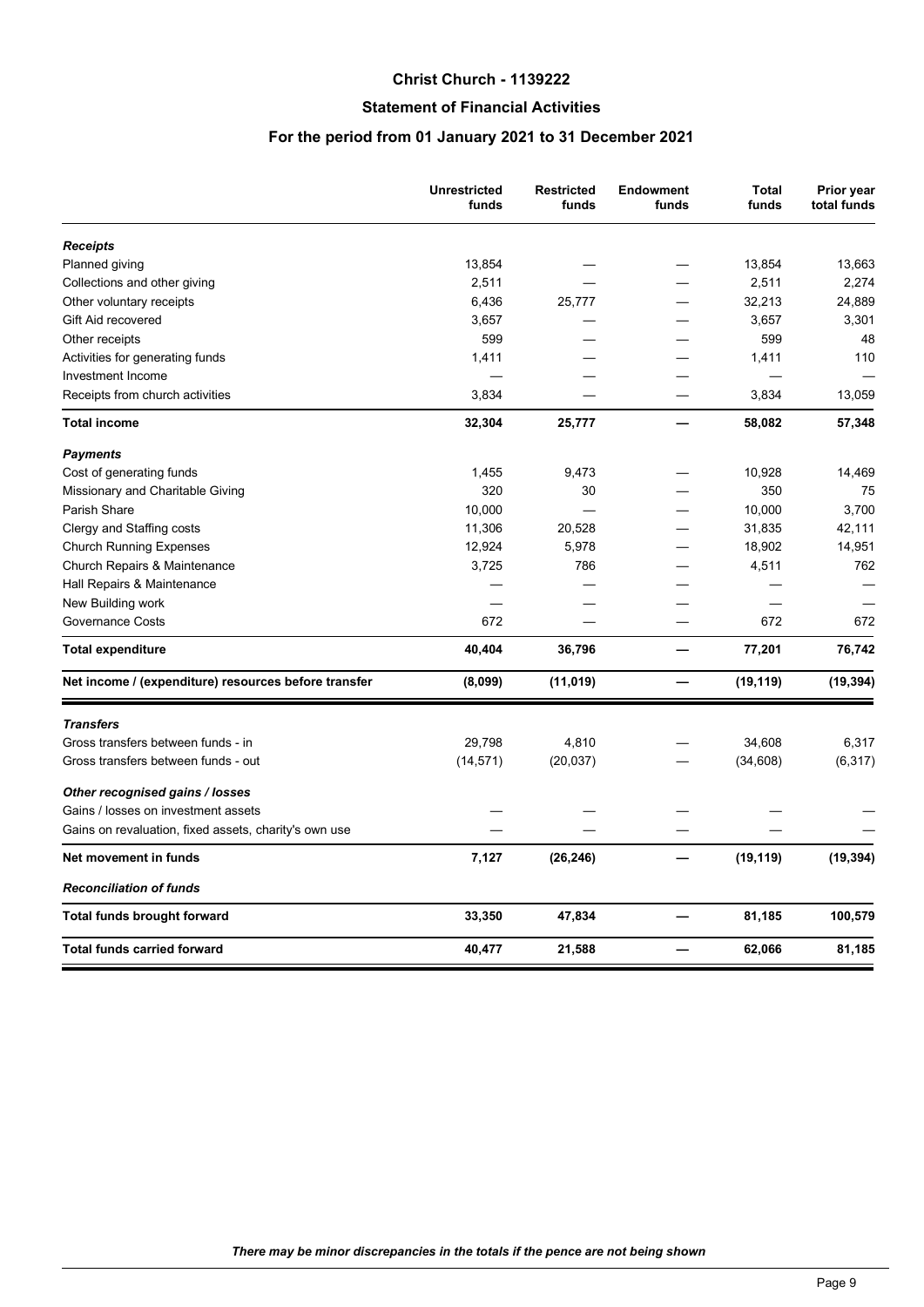# Christ Church - 1139222

## Statement of Financial Activities

### For the period from 01 January 2021 to 31 December 2021

| | Unrestricted funds | Restricted funds | Endowment funds | Total funds | Prior year total funds |
|---|---|---|---|---|---|
| ***Receipts*** | | | | | |
| Planned giving | 13,854 | — | — | 13,854 | 13,663 |
| Collections and other giving | 2,511 | — | — | 2,511 | 2,274 |
| Other voluntary receipts | 6,436 | 25,777 | — | 32,213 | 24,889 |
| Gift Aid recovered | 3,657 | — | — | 3,657 | 3,301 |
| Other receipts | 599 | — | — | 599 | 48 |
| Activities for generating funds | 1,411 | — | — | 1,411 | 110 |
| Investment Income | — | — | — | — | — |
| Receipts from church activities | 3,834 | — | — | 3,834 | 13,059 |
| **Total income** | **32,304** | **25,777** | **—** | **58,082** | **57,348** |
| ***Payments*** | | | | | |
| Cost of generating funds | 1,455 | 9,473 | — | 10,928 | 14,469 |
| Missionary and Charitable Giving | 320 | 30 | — | 350 | 75 |
| Parish Share | 10,000 | — | — | 10,000 | 3,700 |
| Clergy and Staffing costs | 11,306 | 20,528 | — | 31,835 | 42,111 |
| Church Running Expenses | 12,924 | 5,978 | — | 18,902 | 14,951 |
| Church Repairs & Maintenance | 3,725 | 786 | — | 4,511 | 762 |
| Hall Repairs & Maintenance | — | — | — | — | — |
| New Building work | — | — | — | — | — |
| Governance Costs | 672 | — | — | 672 | 672 |
| **Total expenditure** | **40,404** | **36,796** | **—** | **77,201** | **76,742** |
| **Net income / (expenditure) resources before transfer** | **(8,099)** | **(11,019)** | **—** | **(19,119)** | **(19,394)** |
| ***Transfers*** | | | | | |
| Gross transfers between funds - in | 29,798 | 4,810 | — | 34,608 | 6,317 |
| Gross transfers between funds - out | (14,571) | (20,037) | — | (34,608) | (6,317) |
| ***Other recognised gains / losses*** | | | | | |
| Gains / losses on investment assets | — | — | — | — | — |
| Gains on revaluation, fixed assets, charity's own use | — | — | — | — | — |
| **Net movement in funds** | **7,127** | **(26,246)** | **—** | **(19,119)** | **(19,394)** |
| ***Reconciliation of funds*** | | | | | |
| **Total funds brought forward** | **33,350** | **47,834** | **—** | **81,185** | **100,579** |
| **Total funds carried forward** | **40,477** | **21,588** | **—** | **62,066** | **81,185** |

***There may be minor discrepancies in the totals if the pence are not being shown***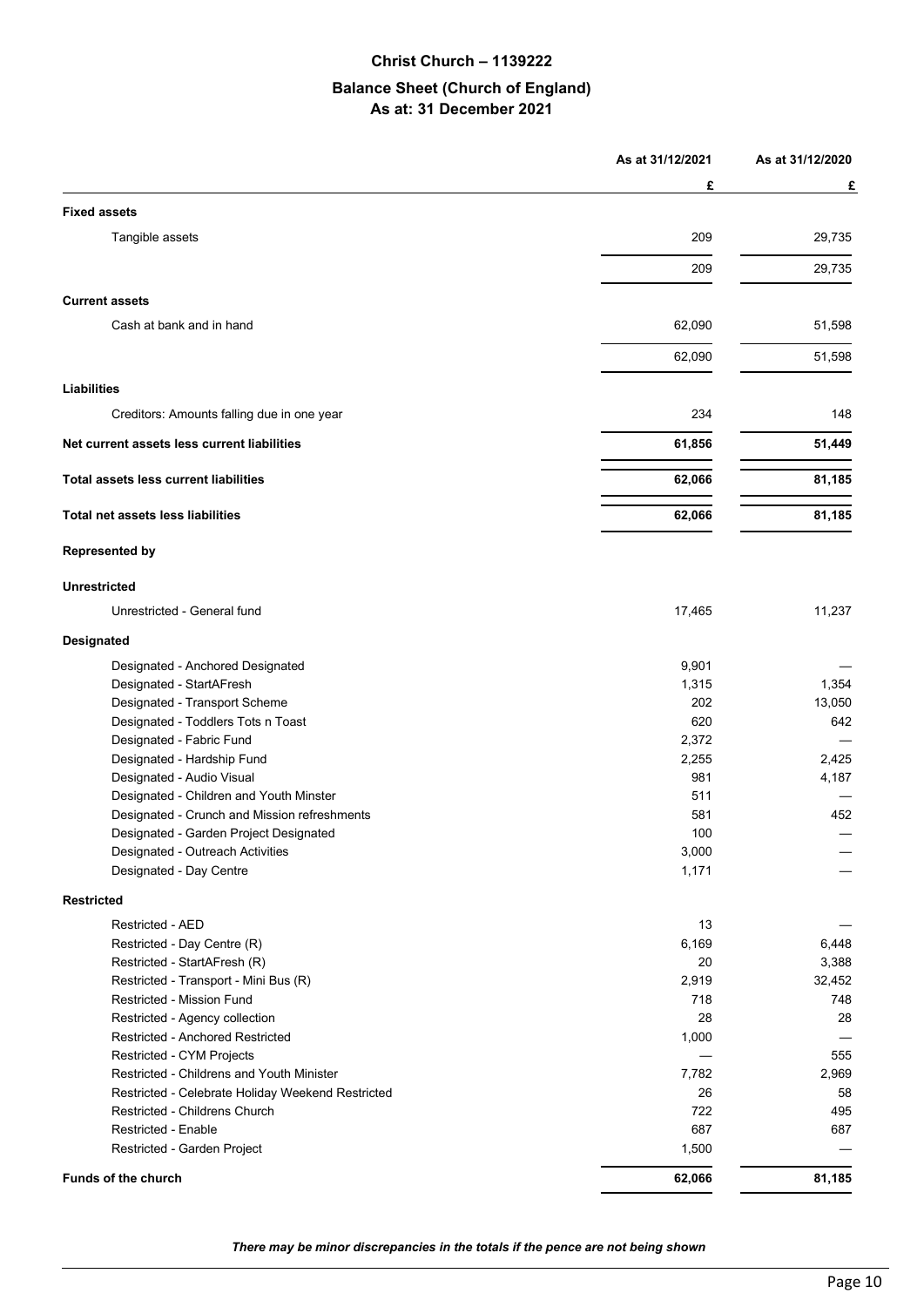# Christ Church – 1139222

## Balance Sheet (Church of England)
## As at: 31 December 2021

| | As at 31/12/2021 | As at 31/12/2020 |
|---|---|---|
| | £ | £ |
| **Fixed assets** | | |
| Tangible assets | 209 | 29,735 |
| | 209 | 29,735 |
| **Current assets** | | |
| Cash at bank and in hand | 62,090 | 51,598 |
| | 62,090 | 51,598 |
| **Liabilities** | | |
| Creditors: Amounts falling due in one year | 234 | 148 |
| **Net current assets less current liabilities** | **61,856** | **51,449** |
| **Total assets less current liabilities** | **62,066** | **81,185** |
| **Total net assets less liabilities** | **62,066** | **81,185** |
| **Represented by** | | |
| **Unrestricted** | | |
| Unrestricted - General fund | 17,465 | 11,237 |
| **Designated** | | |
| Designated - Anchored Designated | 9,901 | — |
| Designated - StartAFresh | 1,315 | 1,354 |
| Designated - Transport Scheme | 202 | 13,050 |
| Designated - Toddlers Tots n Toast | 620 | 642 |
| Designated - Fabric Fund | 2,372 | — |
| Designated - Hardship Fund | 2,255 | 2,425 |
| Designated - Audio Visual | 981 | 4,187 |
| Designated - Children and Youth Minster | 511 | — |
| Designated - Crunch and Mission refreshments | 581 | 452 |
| Designated - Garden Project Designated | 100 | — |
| Designated - Outreach Activities | 3,000 | — |
| Designated - Day Centre | 1,171 | — |
| **Restricted** | | |
| Restricted - AED | 13 | — |
| Restricted - Day Centre (R) | 6,169 | 6,448 |
| Restricted - StartAFresh (R) | 20 | 3,388 |
| Restricted - Transport - Mini Bus (R) | 2,919 | 32,452 |
| Restricted - Mission Fund | 718 | 748 |
| Restricted - Agency collection | 28 | 28 |
| Restricted - Anchored Restricted | 1,000 | — |
| Restricted - CYM Projects | — | 555 |
| Restricted - Childrens and Youth Minister | 7,782 | 2,969 |
| Restricted - Celebrate Holiday Weekend Restricted | 26 | 58 |
| Restricted - Childrens Church | 722 | 495 |
| Restricted - Enable | 687 | 687 |
| Restricted - Garden Project | 1,500 | — |
| **Funds of the church** | **62,066** | **81,185** |

***There may be minor discrepancies in the totals if the pence are not being shown***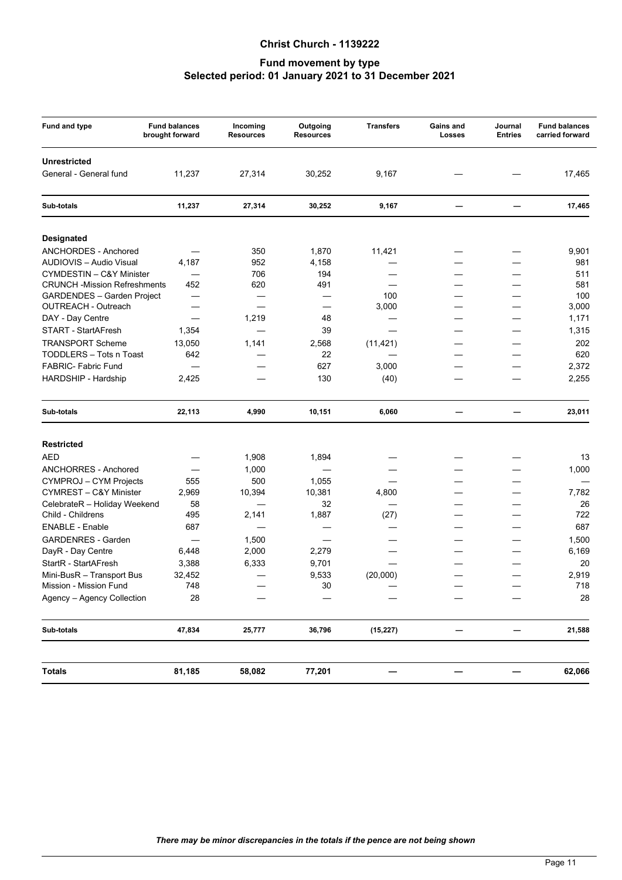# Christ Church - 1139222

## Fund movement by type
## Selected period: 01 January 2021 to 31 December 2021

| Fund and type | Fund balances brought forward | Incoming Resources | Outgoing Resources | Transfers | Gains and Losses | Journal Entries | Fund balances carried forward |
|---|---|---|---|---|---|---|---|
| **Unrestricted** | | | | | | | |
| General - General fund | 11,237 | 27,314 | 30,252 | 9,167 | — | — | 17,465 |
| **Sub-totals** | **11,237** | **27,314** | **30,252** | **9,167** | **—** | **—** | **17,465** |
| **Designated** | | | | | | | |
| ANCHORDES - Anchored | — | 350 | 1,870 | 11,421 | — | — | 9,901 |
| AUDIOVIS – Audio Visual | 4,187 | 952 | 4,158 | — | — | — | 981 |
| CYMDESTIN – C&Y Minister | — | 706 | 194 | — | — | — | 511 |
| CRUNCH -Mission Refreshments | 452 | 620 | 491 | — | — | — | 581 |
| GARDENDES – Garden Project | — | — | — | 100 | — | — | 100 |
| OUTREACH - Outreach | — | — | — | 3,000 | — | — | 3,000 |
| DAY - Day Centre | — | 1,219 | 48 | — | — | — | 1,171 |
| START - StartAFresh | 1,354 | — | 39 | — | — | — | 1,315 |
| TRANSPORT Scheme | 13,050 | 1,141 | 2,568 | (11,421) | — | — | 202 |
| TODDLERS – Tots n Toast | 642 | — | 22 | — | — | — | 620 |
| FABRIC- Fabric Fund | — | — | 627 | 3,000 | — | — | 2,372 |
| HARDSHIP - Hardship | 2,425 | — | 130 | (40) | — | — | 2,255 |
| **Sub-totals** | **22,113** | **4,990** | **10,151** | **6,060** | **—** | **—** | **23,011** |
| **Restricted** | | | | | | | |
| AED | — | 1,908 | 1,894 | — | — | — | 13 |
| ANCHORRES - Anchored | — | 1,000 | — | — | — | — | 1,000 |
| CYMPROJ – CYM Projects | 555 | 500 | 1,055 | — | — | — | — |
| CYMREST – C&Y Minister | 2,969 | 10,394 | 10,381 | 4,800 | — | — | 7,782 |
| CelebrateR – Holiday Weekend | 58 | — | 32 | — | — | — | 26 |
| Child - Childrens | 495 | 2,141 | 1,887 | (27) | — | — | 722 |
| ENABLE - Enable | 687 | — | — | — | — | — | 687 |
| GARDENRES - Garden | — | 1,500 | — | — | — | — | 1,500 |
| DayR - Day Centre | 6,448 | 2,000 | 2,279 | — | — | — | 6,169 |
| StartR - StartAFresh | 3,388 | 6,333 | 9,701 | — | — | — | 20 |
| Mini-BusR – Transport Bus | 32,452 | — | 9,533 | (20,000) | — | — | 2,919 |
| Mission - Mission Fund | 748 | — | 30 | — | — | — | 718 |
| Agency – Agency Collection | 28 | — | — | — | — | — | 28 |
| **Sub-totals** | **47,834** | **25,777** | **36,796** | **(15,227)** | **—** | **—** | **21,588** |
| **Totals** | **81,185** | **58,082** | **77,201** | **—** | **—** | **—** | **62,066** |

*There may be minor discrepancies in the totals if the pence are not being shown*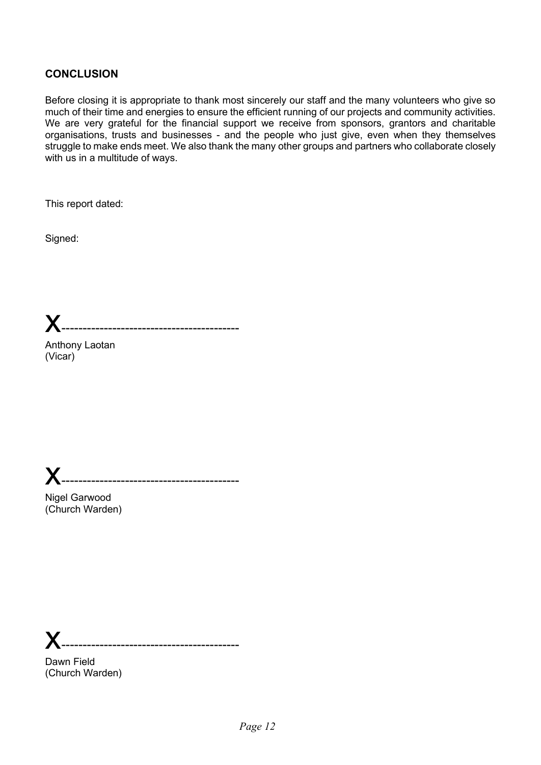## CONCLUSION

Before closing it is appropriate to thank most sincerely our staff and the many volunteers who give so much of their time and energies to ensure the efficient running of our projects and community activities. We are very grateful for the financial support we receive from sponsors, grantors and charitable organisations, trusts and businesses - and the people who just give, even when they themselves struggle to make ends meet. We also thank the many other groups and partners who collaborate closely with us in a multitude of ways.

This report dated:

Signed:

X------------------------------------------

Anthony Laotan
(Vicar)

X------------------------------------------

Nigel Garwood
(Church Warden)

X------------------------------------------

Dawn Field
(Church Warden)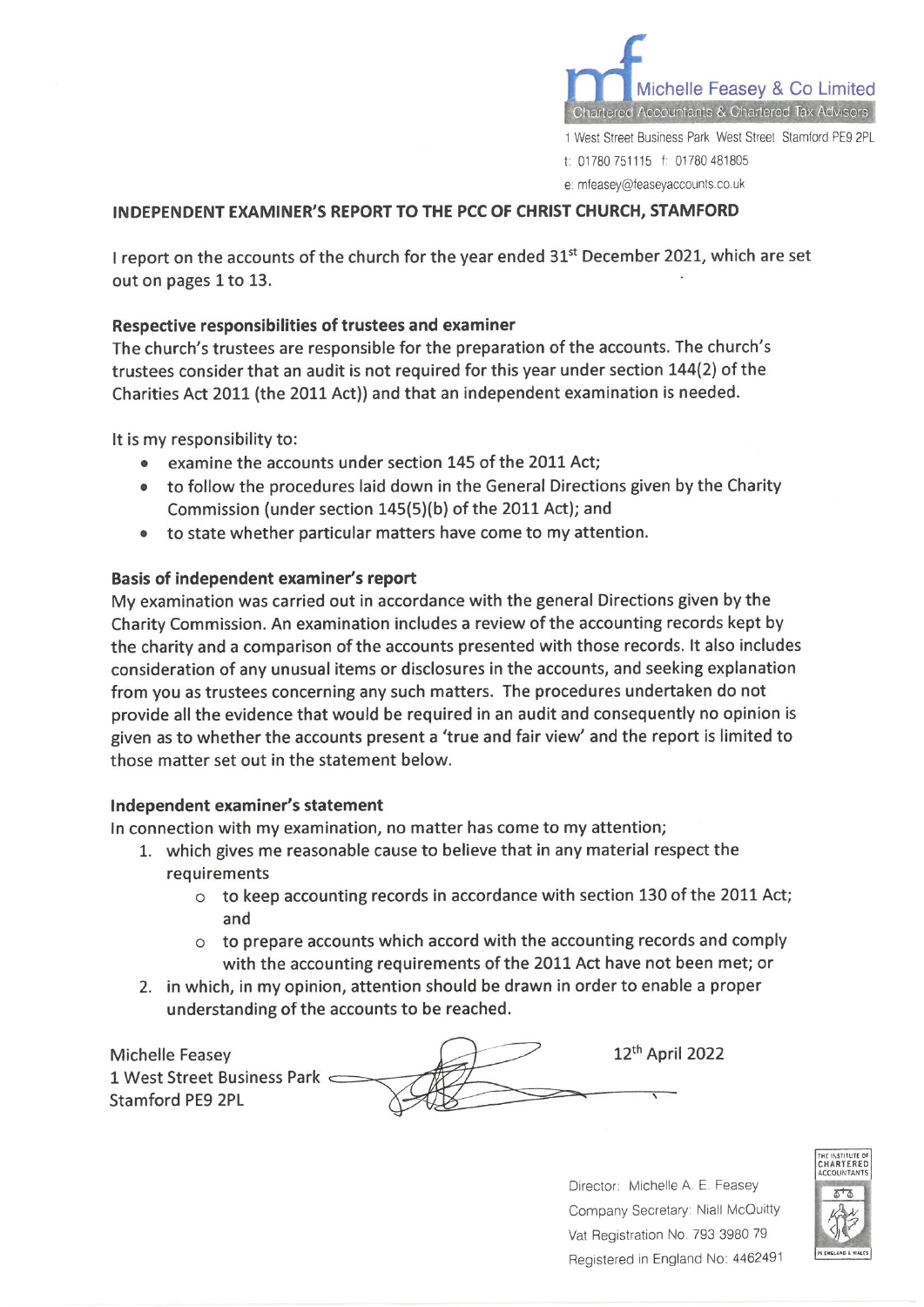Michelle Feasey & Co Limited
Chartered Accountants & Chartered Tax Advisors
1 West Street Business Park West Street Stamford PE9 2PL
t: 01780 751115 f: 01780 481805
e: mfeasey@feaseyaccounts.co.uk

## INDEPENDENT EXAMINER'S REPORT TO THE PCC OF CHRIST CHURCH, STAMFORD

I report on the accounts of the church for the year ended 31st December 2021, which are set out on pages 1 to 13.

### Respective responsibilities of trustees and examiner

The church's trustees are responsible for the preparation of the accounts. The church's trustees consider that an audit is not required for this year under section 144(2) of the Charities Act 2011 (the 2011 Act)) and that an independent examination is needed.

It is my responsibility to:

- examine the accounts under section 145 of the 2011 Act;
- to follow the procedures laid down in the General Directions given by the Charity Commission (under section 145(5)(b) of the 2011 Act); and
- to state whether particular matters have come to my attention.

### Basis of independent examiner's report

My examination was carried out in accordance with the general Directions given by the Charity Commission. An examination includes a review of the accounting records kept by the charity and a comparison of the accounts presented with those records. It also includes consideration of any unusual items or disclosures in the accounts, and seeking explanation from you as trustees concerning any such matters. The procedures undertaken do not provide all the evidence that would be required in an audit and consequently no opinion is given as to whether the accounts present a 'true and fair view' and the report is limited to those matter set out in the statement below.

### Independent examiner's statement

In connection with my examination, no matter has come to my attention;

1. which gives me reasonable cause to believe that in any material respect the requirements
   - to keep accounting records in accordance with section 130 of the 2011 Act; and
   - to prepare accounts which accord with the accounting records and comply with the accounting requirements of the 2011 Act have not been met; or
2. in which, in my opinion, attention should be drawn in order to enable a proper understanding of the accounts to be reached.

Michelle Feasey
1 West Street Business Park
Stamford PE9 2PL

12th April 2022

Director: Michelle A. E. Feasey
Company Secretary: Niall McQuitty
Vat Registration No. 793 3980 79
Registered in England No: 4462491

THE INSTITUTE OF CHARTERED ACCOUNTANTS IN ENGLAND & WALES